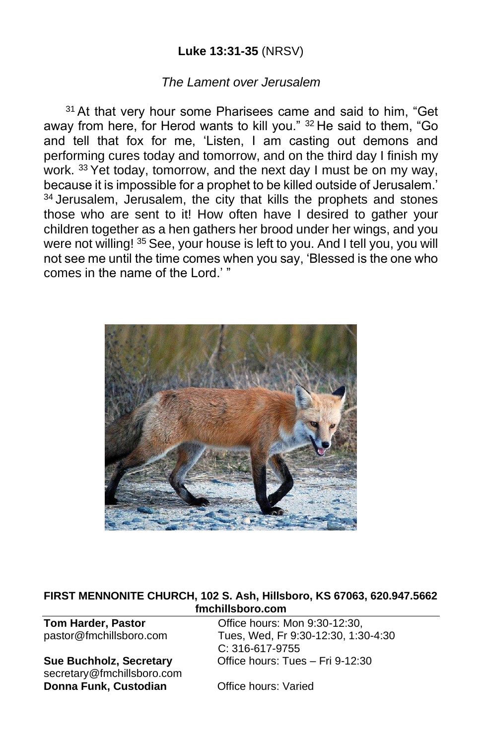**Luke 13:31-35** (NRSV)

*The Lament over Jerusalem*

[31] At that very hour some Pharisees came and said to him, "Get away from here, for Herod wants to kill you." [32] He said to them, "Go and tell that fox for me, 'Listen, I am casting out demons and performing cures today and tomorrow, and on the third day I finish my work. [33] Yet today, tomorrow, and the next day I must be on my way, because it is impossible for a prophet to be killed outside of Jerusalem.' [34] Jerusalem, Jerusalem, the city that kills the prophets and stones those who are sent to it! How often have I desired to gather your children together as a hen gathers her brood under her wings, and you were not willing! [35] See, your house is left to you. And I tell you, you will not see me until the time comes when you say, 'Blessed is the one who comes in the name of the Lord.' "

**FIRST MENNONITE CHURCH, 102 S. Ash, Hillsboro, KS 67063, 620.947.5662**
**fmchillsboro.com**

**Tom Harder, Pastor**
pastor@fmchillsboro.com
Office hours: Mon 9:30-12:30,
Tues, Wed, Fr 9:30-12:30, 1:30-4:30
C: 316-617-9755

**Sue Buchholz, Secretary**
secretary@fmchillsboro.com
Office hours: Tues – Fri 9-12:30

**Donna Funk, Custodian**
Office hours: Varied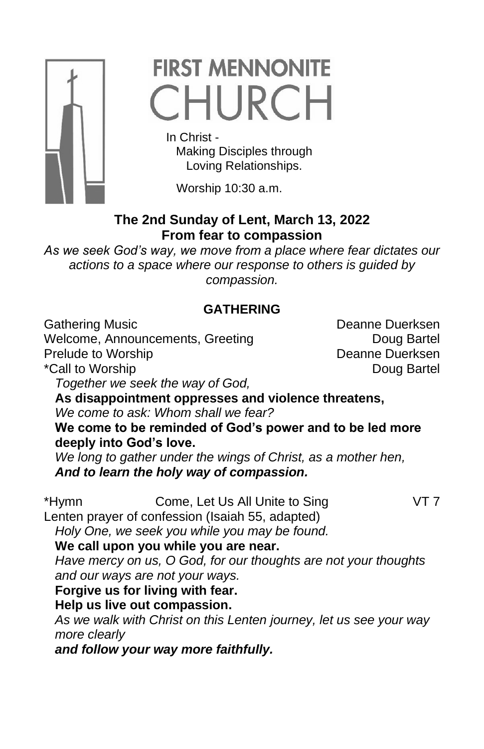# FIRST MENNONITE CHURCH

In Christ -
Making Disciples through
Loving Relationships.

Worship 10:30 a.m.

**The 2nd Sunday of Lent, March 13, 2022**
**From fear to compassion**

*As we seek God's way, we move from a place where fear dictates our actions to a space where our response to others is guided by compassion.*

## GATHERING

Gathering Music — Deanne Duerksen
Welcome, Announcements, Greeting — Doug Bartel
Prelude to Worship — Deanne Duerksen
*Call to Worship — Doug Bartel

*Together we seek the way of God,*
**As disappointment oppresses and violence threatens,**
*We come to ask: Whom shall we fear?*
**We come to be reminded of God's power and to be led more deeply into God's love.**
*We long to gather under the wings of Christ, as a mother hen,*
***And to learn the holy way of compassion.***

*Hymn — Come, Let Us All Unite to Sing — VT 7

Lenten prayer of confession (Isaiah 55, adapted)

*Holy One, we seek you while you may be found.*
**We call upon you while you are near.**
*Have mercy on us, O God, for our thoughts are not your thoughts and our ways are not your ways.*
**Forgive us for living with fear.**
**Help us live out compassion.**
*As we walk with Christ on this Lenten journey, let us see your way more clearly*
***and follow your way more faithfully.***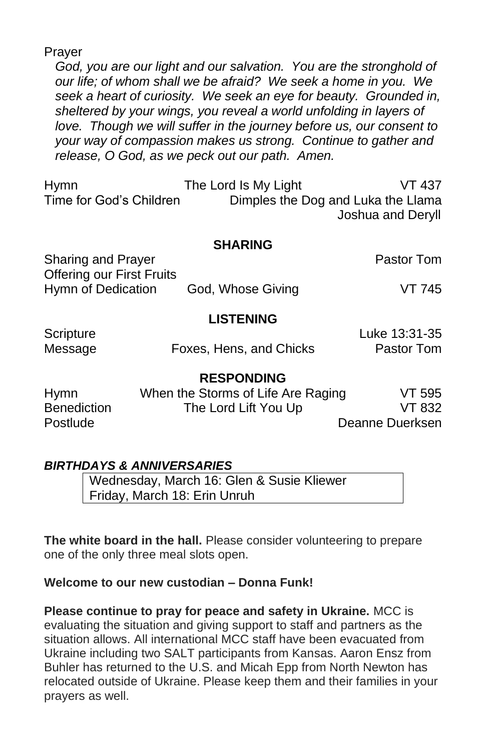Prayer

*God, you are our light and our salvation. You are the stronghold of our life; of whom shall we be afraid? We seek a home in you. We seek a heart of curiosity. We seek an eye for beauty. Grounded in, sheltered by your wings, you reveal a world unfolding in layers of love. Though we will suffer in the journey before us, our consent to your way of compassion makes us strong. Continue to gather and release, O God, as we peck out our path. Amen.*

| | | |
|---|---|---|
| Hymn | The Lord Is My Light | VT 437 |
| Time for God's Children | Dimples the Dog and Luka the Llama | Joshua and Deryll |

**SHARING**

| | | |
|---|---|---|
| Sharing and Prayer | | Pastor Tom |
| Offering our First Fruits | | |
| Hymn of Dedication | God, Whose Giving | VT 745 |

**LISTENING**

| | | |
|---|---|---|
| Scripture | | Luke 13:31-35 |
| Message | Foxes, Hens, and Chicks | Pastor Tom |

**RESPONDING**

| | | |
|---|---|---|
| Hymn | When the Storms of Life Are Raging | VT 595 |
| Benediction | The Lord Lift You Up | VT 832 |
| Postlude | | Deanne Duerksen |

***BIRTHDAYS & ANNIVERSARIES***

Wednesday, March 16: Glen & Susie Kliewer
Friday, March 18: Erin Unruh

**The white board in the hall.** Please consider volunteering to prepare one of the only three meal slots open.

**Welcome to our new custodian – Donna Funk!**

**Please continue to pray for peace and safety in Ukraine.** MCC is evaluating the situation and giving support to staff and partners as the situation allows. All international MCC staff have been evacuated from Ukraine including two SALT participants from Kansas. Aaron Ensz from Buhler has returned to the U.S. and Micah Epp from North Newton has relocated outside of Ukraine. Please keep them and their families in your prayers as well.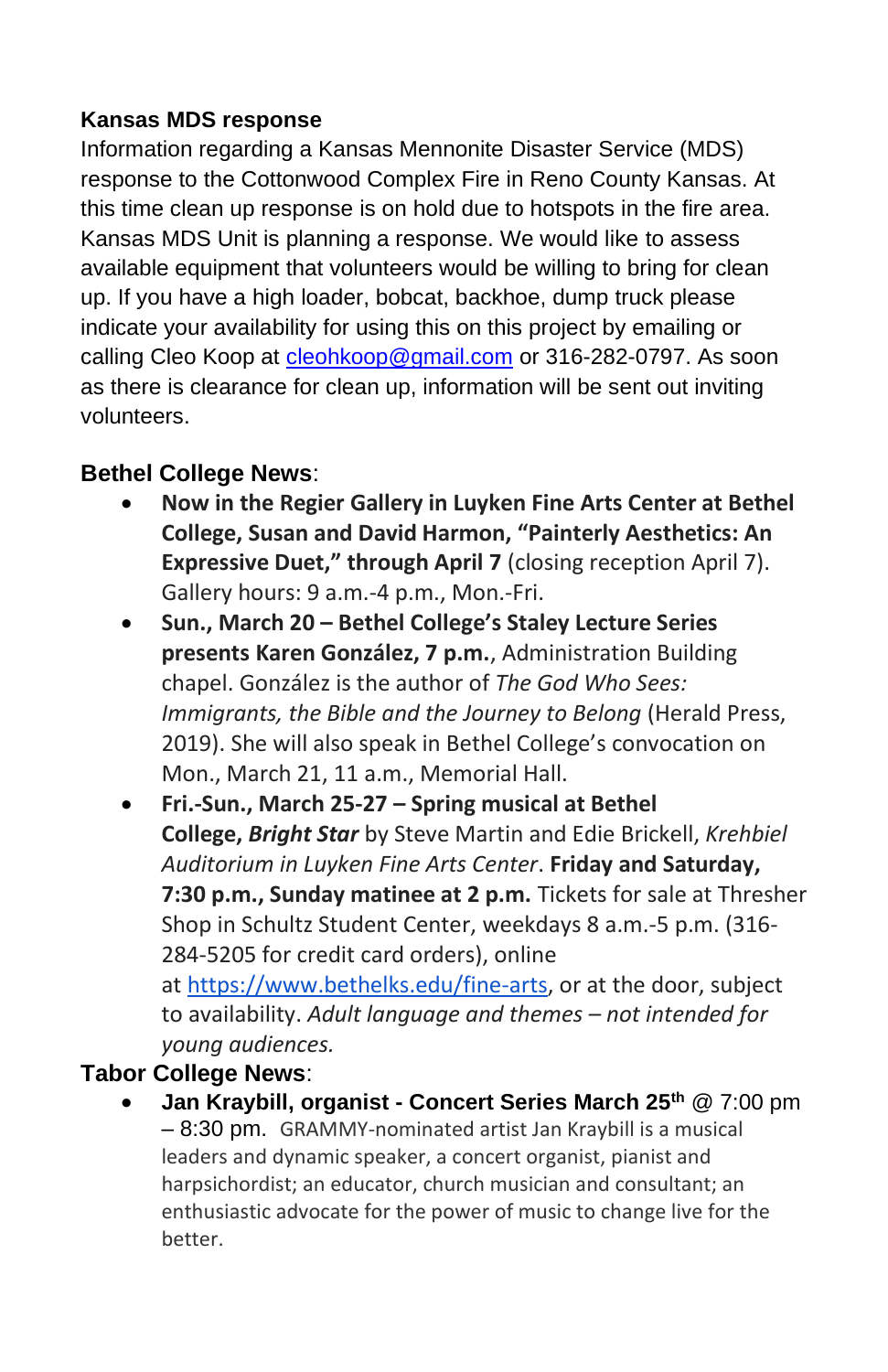**Kansas MDS response**

Information regarding a Kansas Mennonite Disaster Service (MDS) response to the Cottonwood Complex Fire in Reno County Kansas. At this time clean up response is on hold due to hotspots in the fire area. Kansas MDS Unit is planning a response. We would like to assess available equipment that volunteers would be willing to bring for clean up. If you have a high loader, bobcat, backhoe, dump truck please indicate your availability for using this on this project by emailing or calling Cleo Koop at cleohkoop@gmail.com or 316-282-0797. As soon as there is clearance for clean up, information will be sent out inviting volunteers.

**Bethel College News**:

- **Now in the Regier Gallery in Luyken Fine Arts Center at Bethel College, Susan and David Harmon, "Painterly Aesthetics: An Expressive Duet," through April 7** (closing reception April 7). Gallery hours: 9 a.m.-4 p.m., Mon.-Fri.
- **Sun., March 20 – Bethel College's Staley Lecture Series presents Karen González, 7 p.m.**, Administration Building chapel. González is the author of *The God Who Sees: Immigrants, the Bible and the Journey to Belong* (Herald Press, 2019). She will also speak in Bethel College's convocation on Mon., March 21, 11 a.m., Memorial Hall.
- **Fri.-Sun., March 25-27 – Spring musical at Bethel College, *Bright Star*** by Steve Martin and Edie Brickell, *Krehbiel Auditorium in Luyken Fine Arts Center*. **Friday and Saturday, 7:30 p.m., Sunday matinee at 2 p.m.** Tickets for sale at Thresher Shop in Schultz Student Center, weekdays 8 a.m.-5 p.m. (316-284-5205 for credit card orders), online at https://www.bethelks.edu/fine-arts, or at the door, subject to availability. *Adult language and themes – not intended for young audiences.*

**Tabor College News**:

- **Jan Kraybill, organist - Concert Series March 25th** @ 7:00 pm – 8:30 pm. GRAMMY-nominated artist Jan Kraybill is a musical leaders and dynamic speaker, a concert organist, pianist and harpsichordist; an educator, church musician and consultant; an enthusiastic advocate for the power of music to change live for the better.